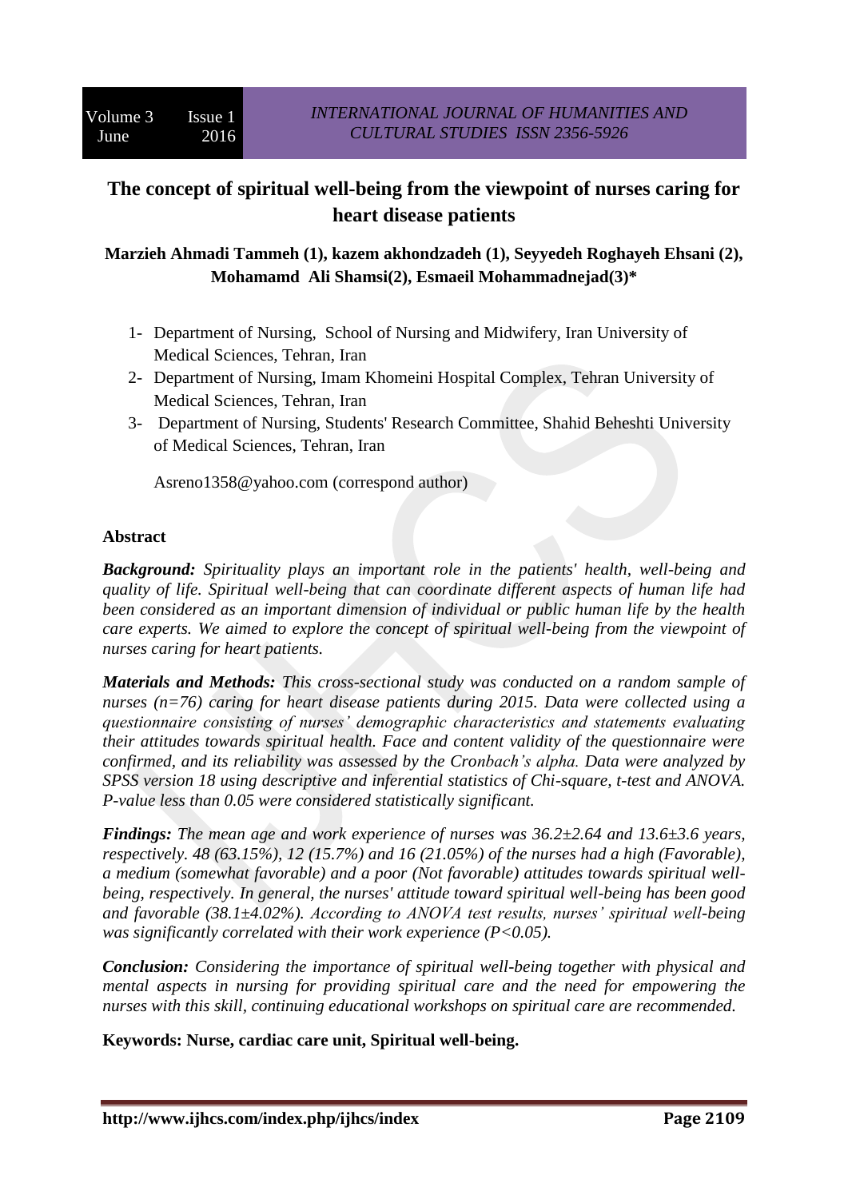# The concept of spiritual well-being from the viewpoint of nurses caring for heart disease patients

**Marzieh Ahmadi Tammeh (1), kazem akhondzadeh (1), Seyyedeh Roghayeh Ehsani (2), Mohamamd Ali Shamsi(2), Esmaeil Mohammadnejad(3)***

1- Department of Nursing, School of Nursing and Midwifery, Iran University of Medical Sciences, Tehran, Iran
2- Department of Nursing, Imam Khomeini Hospital Complex, Tehran University of Medical Sciences, Tehran, Iran
3- Department of Nursing, Students' Research Committee, Shahid Beheshti University of Medical Sciences, Tehran, Iran

Asreno1358@yahoo.com (correspond author)

## Abstract

***Background:*** *Spirituality plays an important role in the patients' health, well-being and quality of life. Spiritual well-being that can coordinate different aspects of human life had been considered as an important dimension of individual or public human life by the health care experts. We aimed to explore the concept of spiritual well-being from the viewpoint of nurses caring for heart patients.*

***Materials and Methods:*** *This cross-sectional study was conducted on a random sample of nurses (n=76) caring for heart disease patients during 2015. Data were collected using a questionnaire consisting of nurses' demographic characteristics and statements evaluating their attitudes towards spiritual health. Face and content validity of the questionnaire were confirmed, and its reliability was assessed by the Cronbach's alpha. Data were analyzed by SPSS version 18 using descriptive and inferential statistics of Chi-square, t-test and ANOVA. P-value less than 0.05 were considered statistically significant.*

***Findings:*** *The mean age and work experience of nurses was 36.2±2.64 and 13.6±3.6 years, respectively. 48 (63.15%), 12 (15.7%) and 16 (21.05%) of the nurses had a high (Favorable), a medium (somewhat favorable) and a poor (Not favorable) attitudes towards spiritual well-being, respectively. In general, the nurses' attitude toward spiritual well-being has been good and favorable (38.1±4.02%). According to ANOVA test results, nurses' spiritual well-being was significantly correlated with their work experience ($P<0.05$).*

***Conclusion:*** *Considering the importance of spiritual well-being together with physical and mental aspects in nursing for providing spiritual care and the need for empowering the nurses with this skill, continuing educational workshops on spiritual care are recommended.*

**Keywords: Nurse, cardiac care unit, Spiritual well-being.**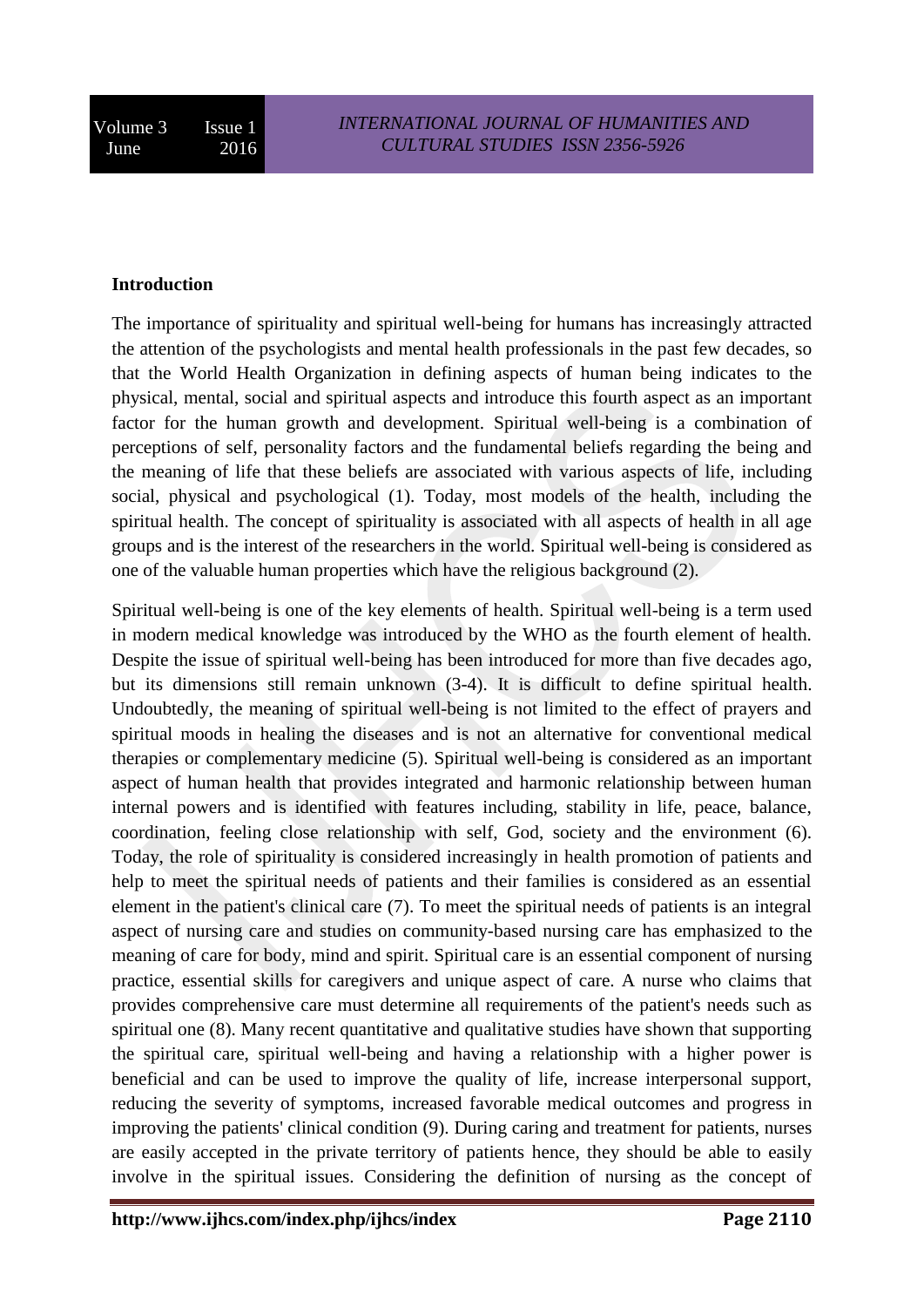**Introduction**

The importance of spirituality and spiritual well-being for humans has increasingly attracted the attention of the psychologists and mental health professionals in the past few decades, so that the World Health Organization in defining aspects of human being indicates to the physical, mental, social and spiritual aspects and introduce this fourth aspect as an important factor for the human growth and development. Spiritual well-being is a combination of perceptions of self, personality factors and the fundamental beliefs regarding the being and the meaning of life that these beliefs are associated with various aspects of life, including social, physical and psychological (1). Today, most models of the health, including the spiritual health. The concept of spirituality is associated with all aspects of health in all age groups and is the interest of the researchers in the world. Spiritual well-being is considered as one of the valuable human properties which have the religious background (2).

Spiritual well-being is one of the key elements of health. Spiritual well-being is a term used in modern medical knowledge was introduced by the WHO as the fourth element of health. Despite the issue of spiritual well-being has been introduced for more than five decades ago, but its dimensions still remain unknown (3-4). It is difficult to define spiritual health. Undoubtedly, the meaning of spiritual well-being is not limited to the effect of prayers and spiritual moods in healing the diseases and is not an alternative for conventional medical therapies or complementary medicine (5). Spiritual well-being is considered as an important aspect of human health that provides integrated and harmonic relationship between human internal powers and is identified with features including, stability in life, peace, balance, coordination, feeling close relationship with self, God, society and the environment (6). Today, the role of spirituality is considered increasingly in health promotion of patients and help to meet the spiritual needs of patients and their families is considered as an essential element in the patient's clinical care (7). To meet the spiritual needs of patients is an integral aspect of nursing care and studies on community-based nursing care has emphasized to the meaning of care for body, mind and spirit. Spiritual care is an essential component of nursing practice, essential skills for caregivers and unique aspect of care. A nurse who claims that provides comprehensive care must determine all requirements of the patient's needs such as spiritual one (8). Many recent quantitative and qualitative studies have shown that supporting the spiritual care, spiritual well-being and having a relationship with a higher power is beneficial and can be used to improve the quality of life, increase interpersonal support, reducing the severity of symptoms, increased favorable medical outcomes and progress in improving the patients' clinical condition (9). During caring and treatment for patients, nurses are easily accepted in the private territory of patients hence, they should be able to easily involve in the spiritual issues. Considering the definition of nursing as the concept of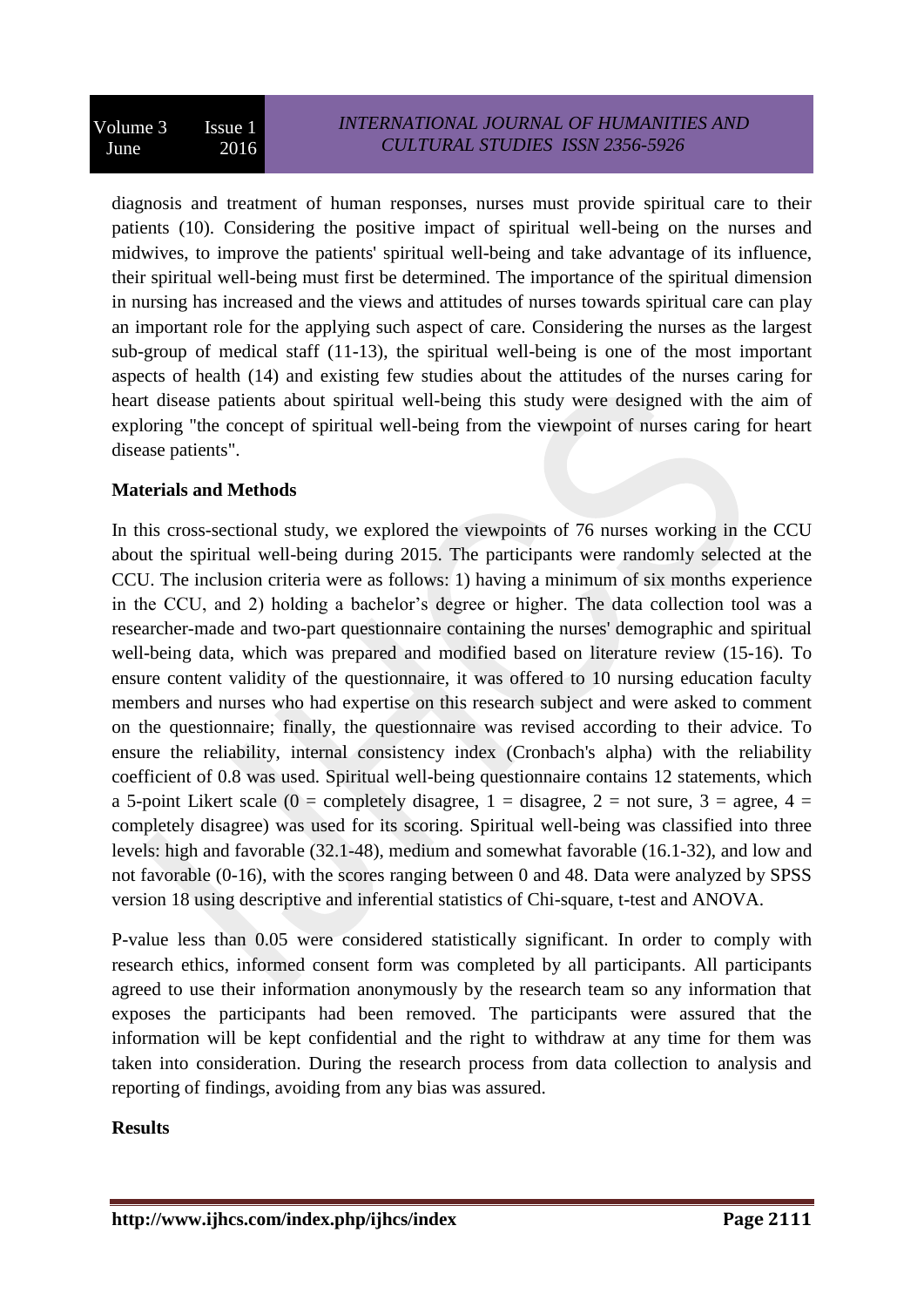diagnosis and treatment of human responses, nurses must provide spiritual care to their patients (10). Considering the positive impact of spiritual well-being on the nurses and midwives, to improve the patients' spiritual well-being and take advantage of its influence, their spiritual well-being must first be determined. The importance of the spiritual dimension in nursing has increased and the views and attitudes of nurses towards spiritual care can play an important role for the applying such aspect of care. Considering the nurses as the largest sub-group of medical staff (11-13), the spiritual well-being is one of the most important aspects of health (14) and existing few studies about the attitudes of the nurses caring for heart disease patients about spiritual well-being this study were designed with the aim of exploring "the concept of spiritual well-being from the viewpoint of nurses caring for heart disease patients".

**Materials and Methods**

In this cross-sectional study, we explored the viewpoints of 76 nurses working in the CCU about the spiritual well-being during 2015. The participants were randomly selected at the CCU. The inclusion criteria were as follows: 1) having a minimum of six months experience in the CCU, and 2) holding a bachelor's degree or higher. The data collection tool was a researcher-made and two-part questionnaire containing the nurses' demographic and spiritual well-being data, which was prepared and modified based on literature review (15-16). To ensure content validity of the questionnaire, it was offered to 10 nursing education faculty members and nurses who had expertise on this research subject and were asked to comment on the questionnaire; finally, the questionnaire was revised according to their advice. To ensure the reliability, internal consistency index (Cronbach's alpha) with the reliability coefficient of 0.8 was used. Spiritual well-being questionnaire contains 12 statements, which a 5-point Likert scale (0 = completely disagree, 1 = disagree, 2 = not sure, 3 = agree, 4 = completely disagree) was used for its scoring. Spiritual well-being was classified into three levels: high and favorable (32.1-48), medium and somewhat favorable (16.1-32), and low and not favorable (0-16), with the scores ranging between 0 and 48. Data were analyzed by SPSS version 18 using descriptive and inferential statistics of Chi-square, t-test and ANOVA.

P-value less than 0.05 were considered statistically significant. In order to comply with research ethics, informed consent form was completed by all participants. All participants agreed to use their information anonymously by the research team so any information that exposes the participants had been removed. The participants were assured that the information will be kept confidential and the right to withdraw at any time for them was taken into consideration. During the research process from data collection to analysis and reporting of findings, avoiding from any bias was assured.

**Results**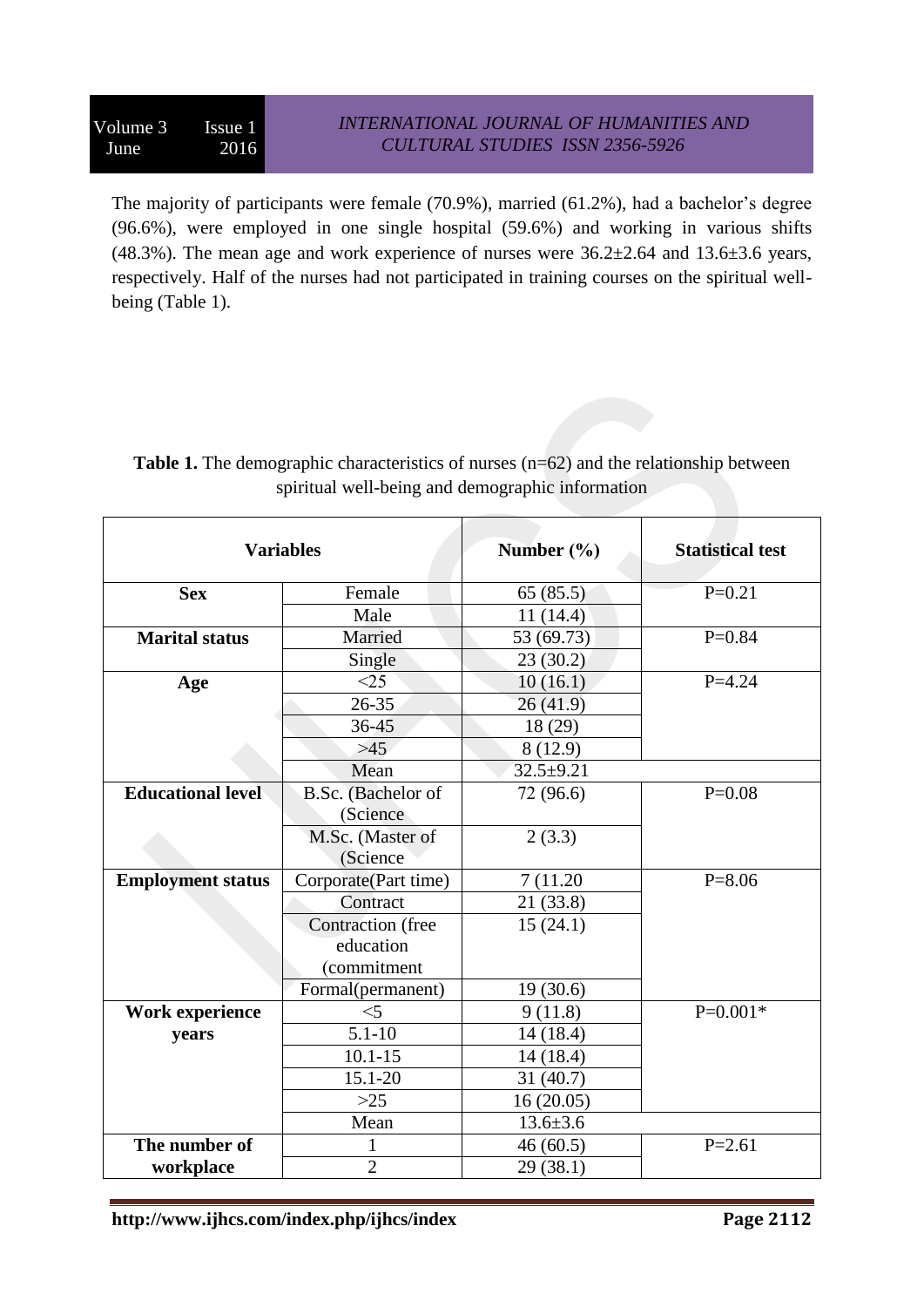The majority of participants were female (70.9%), married (61.2%), had a bachelor's degree (96.6%), were employed in one single hospital (59.6%) and working in various shifts (48.3%). The mean age and work experience of nurses were 36.2±2.64 and 13.6±3.6 years, respectively. Half of the nurses had not participated in training courses on the spiritual well-being (Table 1).

**Table 1.** The demographic characteristics of nurses (n=62) and the relationship between spiritual well-being and demographic information

| **Variables** | | **Number (%)** | **Statistical test** |
|---|---|---|---|
| **Sex** | Female | 65 (85.5) | P=0.21 |
| | Male | 11 (14.4) | |
| **Marital status** | Married | 53 (69.73) | P=0.84 |
| | Single | 23 (30.2) | |
| **Age** | <25 | 10 (16.1) | P=4.24 |
| | 26-35 | 26 (41.9) | |
| | 36-45 | 18 (29) | |
| | >45 | 8 (12.9) | |
| | Mean | 32.5±9.21 | |
| **Educational level** | B.Sc. (Bachelor of (Science | 72 (96.6) | P=0.08 |
| | M.Sc. (Master of (Science | 2 (3.3) | |
| **Employment status** | Corporate(Part time) | 7 (11.20 | P=8.06 |
| | Contract | 21 (33.8) | |
| | Contraction (free education (commitment | 15 (24.1) | |
| | Formal(permanent) | 19 (30.6) | |
| **Work experience years** | <5 | 9 (11.8) | P=0.001* |
| | 5.1-10 | 14 (18.4) | |
| | 10.1-15 | 14 (18.4) | |
| | 15.1-20 | 31 (40.7) | |
| | >25 | 16 (20.05) | |
| | Mean | 13.6±3.6 | |
| **The number of workplace** | 1 | 46 (60.5) | P=2.61 |
| | 2 | 29 (38.1) | |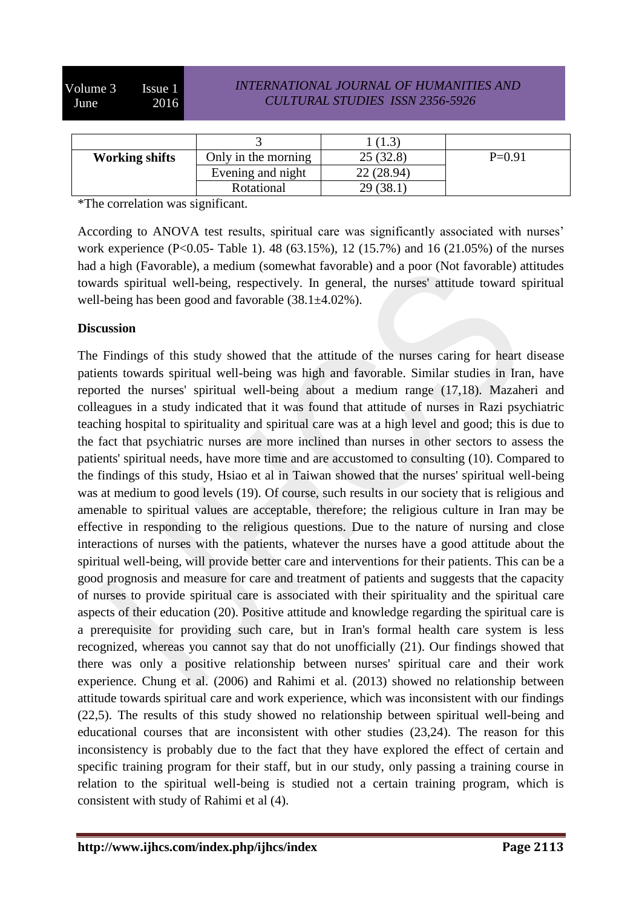| | 3 | 1 (1.3) | |
|---|---|---|---|
| **Working shifts** | Only in the morning | 25 (32.8) | P=0.91 |
| | Evening and night | 22 (28.94) | |
| | Rotational | 29 (38.1) | |

*The correlation was significant.

According to ANOVA test results, spiritual care was significantly associated with nurses' work experience (P<0.05- Table 1). 48 (63.15%), 12 (15.7%) and 16 (21.05%) of the nurses had a high (Favorable), a medium (somewhat favorable) and a poor (Not favorable) attitudes towards spiritual well-being, respectively. In general, the nurses' attitude toward spiritual well-being has been good and favorable (38.1±4.02%).

**Discussion**

The Findings of this study showed that the attitude of the nurses caring for heart disease patients towards spiritual well-being was high and favorable. Similar studies in Iran, have reported the nurses' spiritual well-being about a medium range (17,18). Mazaheri and colleagues in a study indicated that it was found that attitude of nurses in Razi psychiatric teaching hospital to spirituality and spiritual care was at a high level and good; this is due to the fact that psychiatric nurses are more inclined than nurses in other sectors to assess the patients' spiritual needs, have more time and are accustomed to consulting (10). Compared to the findings of this study, Hsiao et al in Taiwan showed that the nurses' spiritual well-being was at medium to good levels (19). Of course, such results in our society that is religious and amenable to spiritual values are acceptable, therefore; the religious culture in Iran may be effective in responding to the religious questions. Due to the nature of nursing and close interactions of nurses with the patients, whatever the nurses have a good attitude about the spiritual well-being, will provide better care and interventions for their patients. This can be a good prognosis and measure for care and treatment of patients and suggests that the capacity of nurses to provide spiritual care is associated with their spirituality and the spiritual care aspects of their education (20). Positive attitude and knowledge regarding the spiritual care is a prerequisite for providing such care, but in Iran's formal health care system is less recognized, whereas you cannot say that do not unofficially (21). Our findings showed that there was only a positive relationship between nurses' spiritual care and their work experience. Chung et al. (2006) and Rahimi et al. (2013) showed no relationship between attitude towards spiritual care and work experience, which was inconsistent with our findings (22,5). The results of this study showed no relationship between spiritual well-being and educational courses that are inconsistent with other studies (23,24). The reason for this inconsistency is probably due to the fact that they have explored the effect of certain and specific training program for their staff, but in our study, only passing a training course in relation to the spiritual well-being is studied not a certain training program, which is consistent with study of Rahimi et al (4).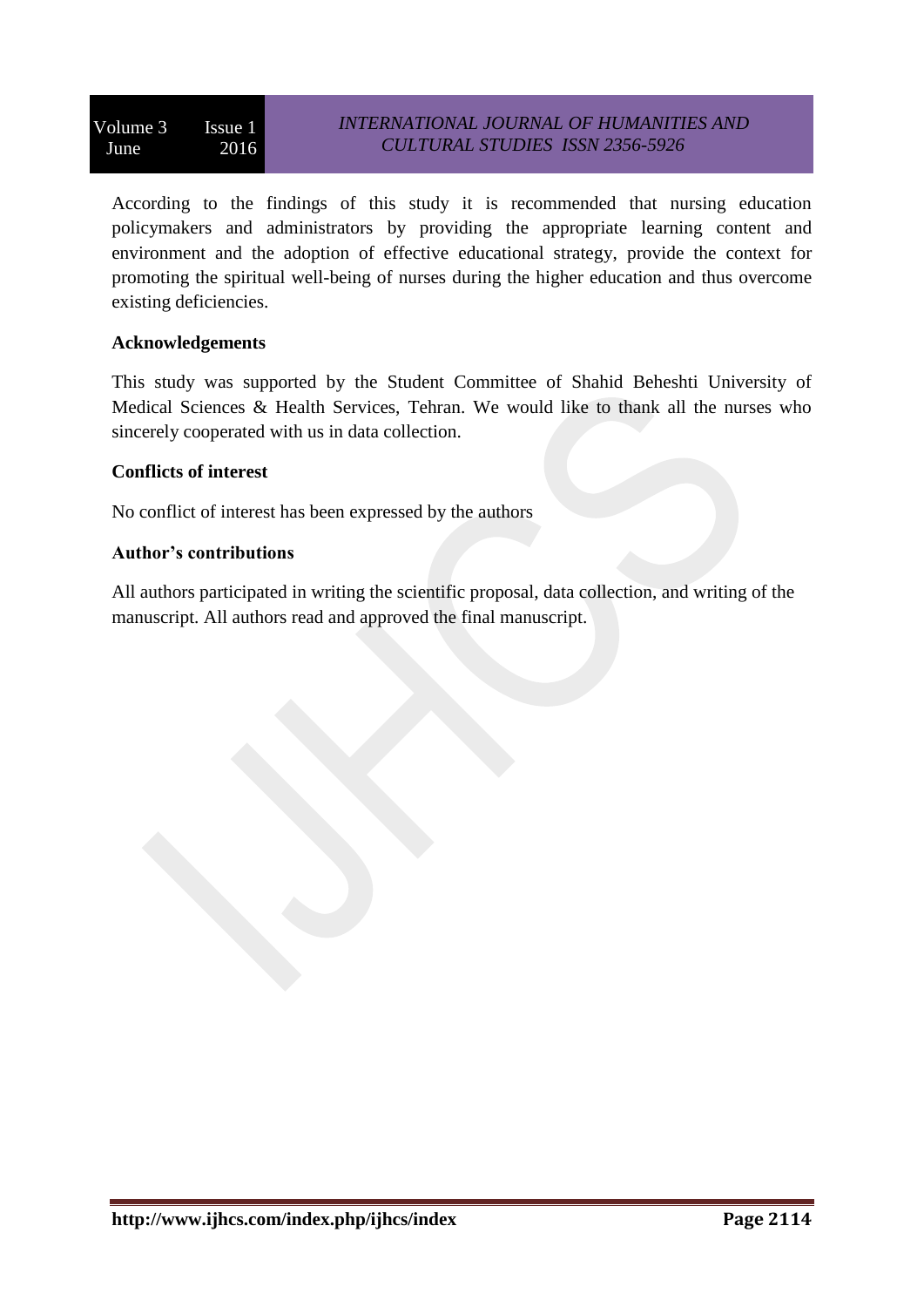According to the findings of this study it is recommended that nursing education policymakers and administrators by providing the appropriate learning content and environment and the adoption of effective educational strategy, provide the context for promoting the spiritual well-being of nurses during the higher education and thus overcome existing deficiencies.

## Acknowledgements

This study was supported by the Student Committee of Shahid Beheshti University of Medical Sciences & Health Services, Tehran. We would like to thank all the nurses who sincerely cooperated with us in data collection.

## Conflicts of interest

No conflict of interest has been expressed by the authors

## Author's contributions

All authors participated in writing the scientific proposal, data collection, and writing of the manuscript. All authors read and approved the final manuscript.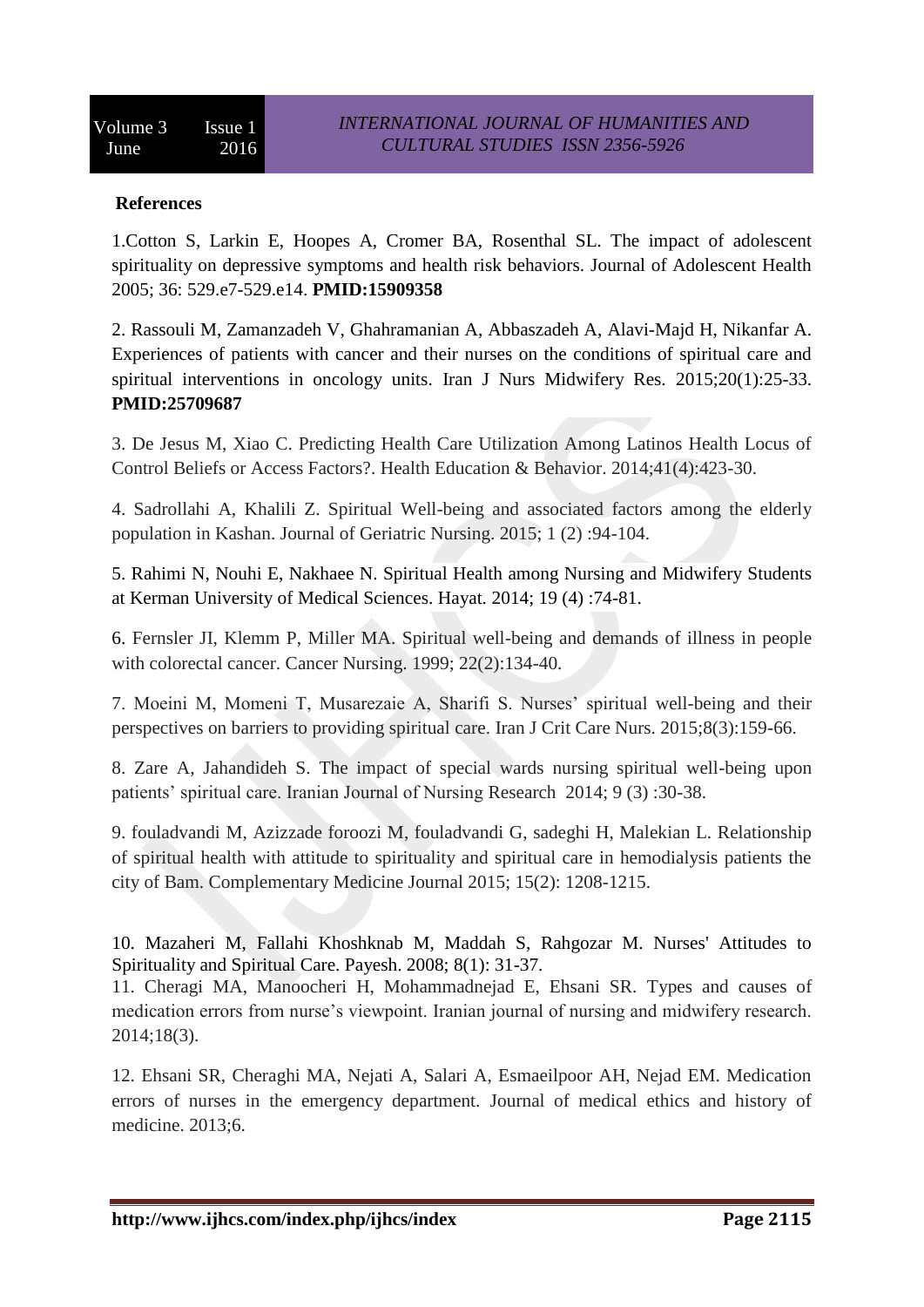**References**

1.Cotton S, Larkin E, Hoopes A, Cromer BA, Rosenthal SL. The impact of adolescent spirituality on depressive symptoms and health risk behaviors. Journal of Adolescent Health 2005; 36: 529.e7-529.e14. **PMID:15909358**

2. Rassouli M, Zamanzadeh V, Ghahramanian A, Abbaszadeh A, Alavi-Majd H, Nikanfar A. Experiences of patients with cancer and their nurses on the conditions of spiritual care and spiritual interventions in oncology units. Iran J Nurs Midwifery Res. 2015;20(1):25-33. **PMID:25709687**

3. De Jesus M, Xiao C. Predicting Health Care Utilization Among Latinos Health Locus of Control Beliefs or Access Factors?. Health Education & Behavior. 2014;41(4):423-30.

4. Sadrollahi A, Khalili Z. Spiritual Well-being and associated factors among the elderly population in Kashan. Journal of Geriatric Nursing. 2015; 1 (2) :94-104.

5. Rahimi N, Nouhi E, Nakhaee N. Spiritual Health among Nursing and Midwifery Students at Kerman University of Medical Sciences. Hayat. 2014; 19 (4) :74-81.

6. Fernsler JI, Klemm P, Miller MA. Spiritual well-being and demands of illness in people with colorectal cancer. Cancer Nursing. 1999; 22(2):134-40.

7. Moeini M, Momeni T, Musarezaie A, Sharifi S. Nurses' spiritual well-being and their perspectives on barriers to providing spiritual care. Iran J Crit Care Nurs. 2015;8(3):159-66.

8. Zare A, Jahandideh S. The impact of special wards nursing spiritual well-being upon patients' spiritual care. Iranian Journal of Nursing Research 2014; 9 (3) :30-38.

9. fouladvandi M, Azizzade foroozi M, fouladvandi G, sadeghi H, Malekian L. Relationship of spiritual health with attitude to spirituality and spiritual care in hemodialysis patients the city of Bam. Complementary Medicine Journal 2015; 15(2): 1208-1215.

10. Mazaheri M, Fallahi Khoshknab M, Maddah S, Rahgozar M. Nurses' Attitudes to Spirituality and Spiritual Care. Payesh. 2008; 8(1): 31-37.

11. Cheragi MA, Manoocheri H, Mohammadnejad E, Ehsani SR. Types and causes of medication errors from nurse's viewpoint. Iranian journal of nursing and midwifery research. 2014;18(3).

12. Ehsani SR, Cheraghi MA, Nejati A, Salari A, Esmaeilpoor AH, Nejad EM. Medication errors of nurses in the emergency department. Journal of medical ethics and history of medicine. 2013;6.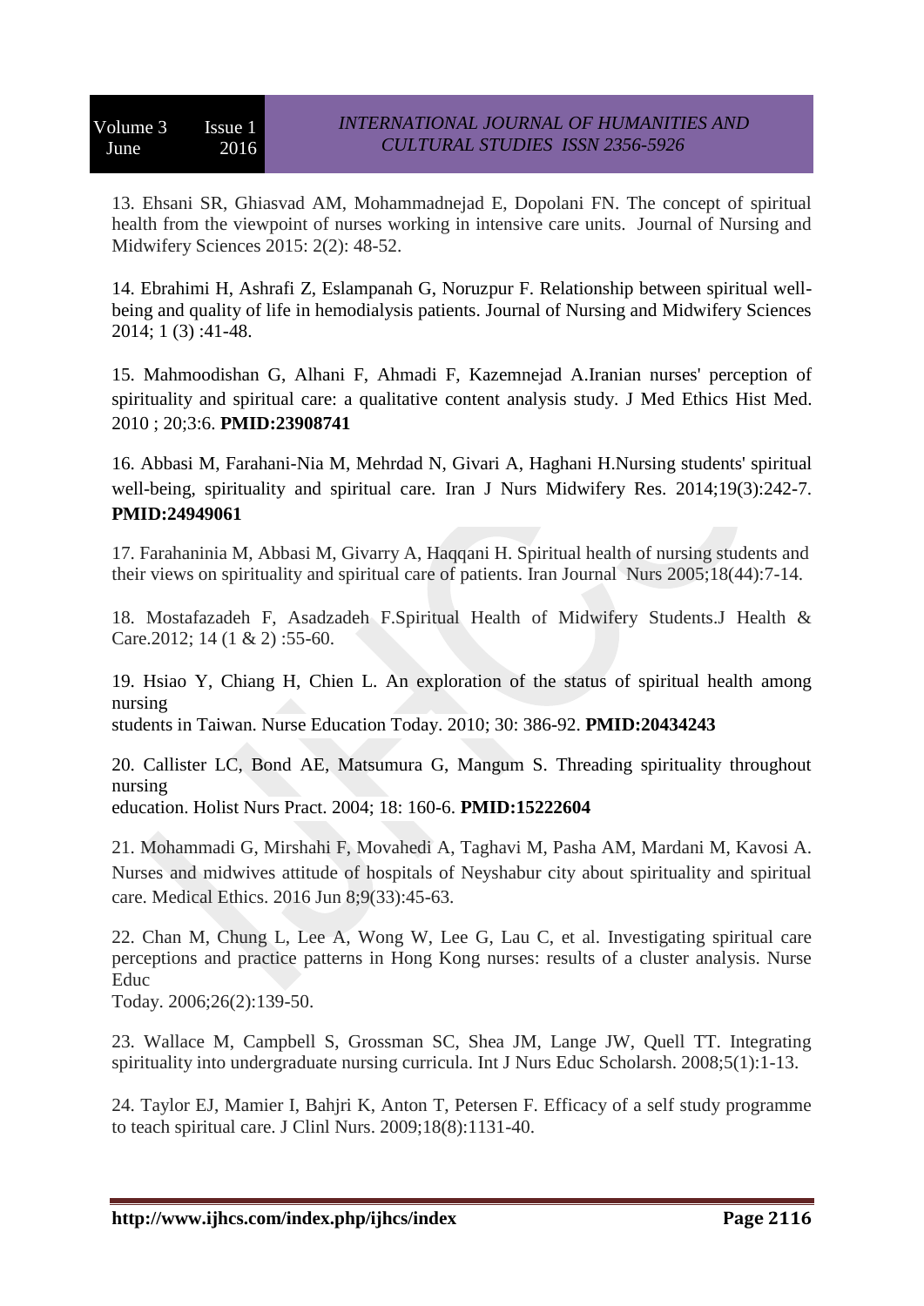13. Ehsani SR, Ghiasvad AM, Mohammadnejad E, Dopolani FN. The concept of spiritual health from the viewpoint of nurses working in intensive care units. Journal of Nursing and Midwifery Sciences 2015: 2(2): 48-52.

14. Ebrahimi H, Ashrafi Z, Eslampanah G, Noruzpur F. Relationship between spiritual well-being and quality of life in hemodialysis patients. Journal of Nursing and Midwifery Sciences 2014; 1 (3) :41-48.

15. Mahmoodishan G, Alhani F, Ahmadi F, Kazemnejad A.Iranian nurses' perception of spirituality and spiritual care: a qualitative content analysis study. J Med Ethics Hist Med. 2010 ; 20;3:6. **PMID:23908741**

16. Abbasi M, Farahani-Nia M, Mehrdad N, Givari A, Haghani H.Nursing students' spiritual well-being, spirituality and spiritual care. Iran J Nurs Midwifery Res. 2014;19(3):242-7. **PMID:24949061**

17. Farahaninia M, Abbasi M, Givarry A, Haqqani H. Spiritual health of nursing students and their views on spirituality and spiritual care of patients. Iran Journal Nurs 2005;18(44):7-14.

18. Mostafazadeh F, Asadzadeh F.Spiritual Health of Midwifery Students.J Health & Care.2012; 14 (1 & 2) :55-60.

19. Hsiao Y, Chiang H, Chien L. An exploration of the status of spiritual health among nursing students in Taiwan. Nurse Education Today. 2010; 30: 386-92. **PMID:20434243**

20. Callister LC, Bond AE, Matsumura G, Mangum S. Threading spirituality throughout nursing education. Holist Nurs Pract. 2004; 18: 160-6. **PMID:15222604**

21. Mohammadi G, Mirshahi F, Movahedi A, Taghavi M, Pasha AM, Mardani M, Kavosi A. Nurses and midwives attitude of hospitals of Neyshabur city about spirituality and spiritual care. Medical Ethics. 2016 Jun 8;9(33):45-63.

22. Chan M, Chung L, Lee A, Wong W, Lee G, Lau C, et al. Investigating spiritual care perceptions and practice patterns in Hong Kong nurses: results of a cluster analysis. Nurse Educ Today. 2006;26(2):139-50.

23. Wallace M, Campbell S, Grossman SC, Shea JM, Lange JW, Quell TT. Integrating spirituality into undergraduate nursing curricula. Int J Nurs Educ Scholarsh. 2008;5(1):1-13.

24. Taylor EJ, Mamier I, Bahjri K, Anton T, Petersen F. Efficacy of a self study programme to teach spiritual care. J Clinl Nurs. 2009;18(8):1131-40.